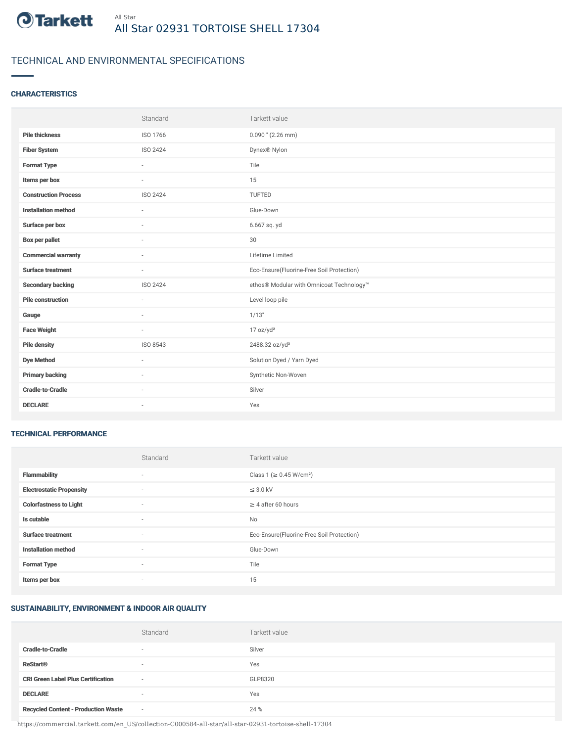Tarkett

All Star

# All Star 02931 TORTOISE SHELL 17304

## TECHNICAL AND ENVIRONMENTAL SPECIFICATIONS

### CHARACTERISTICS

| | Standard | Tarkett value |
|---|---|---|
| **Pile thickness** | ISO 1766 | 0.090 " (2.26 mm) |
| **Fiber System** | ISO 2424 | Dynex® Nylon |
| **Format Type** | - | Tile |
| **Items per box** | - | 15 |
| **Construction Process** | ISO 2424 | TUFTED |
| **Installation method** | - | Glue-Down |
| **Surface per box** | - | 6.667 sq. yd |
| **Box per pallet** | - | 30 |
| **Commercial warranty** | - | Lifetime Limited |
| **Surface treatment** | - | Eco-Ensure(Fluorine-Free Soil Protection) |
| **Secondary backing** | ISO 2424 | ethos® Modular with Omnicoat Technology™ |
| **Pile construction** | - | Level loop pile |
| **Gauge** | - | 1/13" |
| **Face Weight** | - | 17 oz/yd² |
| **Pile density** | ISO 8543 | 2488.32 oz/yd³ |
| **Dye Method** | - | Solution Dyed / Yarn Dyed |
| **Primary backing** | - | Synthetic Non-Woven |
| **Cradle-to-Cradle** | - | Silver |
| **DECLARE** | - | Yes |

### TECHNICAL PERFORMANCE

| | Standard | Tarkett value |
|---|---|---|
| **Flammability** | - | Class 1 (≥ 0.45 W/cm²) |
| **Electrostatic Propensity** | - | ≤ 3.0 kV |
| **Colorfastness to Light** | - | ≥ 4 after 60 hours |
| **Is cutable** | - | No |
| **Surface treatment** | - | Eco-Ensure(Fluorine-Free Soil Protection) |
| **Installation method** | - | Glue-Down |
| **Format Type** | - | Tile |
| **Items per box** | - | 15 |

### SUSTAINABILITY, ENVIRONMENT & INDOOR AIR QUALITY

| | Standard | Tarkett value |
|---|---|---|
| **Cradle-to-Cradle** | - | Silver |
| **ReStart®** | - | Yes |
| **CRI Green Label Plus Certification** | - | GLP8320 |
| **DECLARE** | - | Yes |
| **Recycled Content - Production Waste** | - | 24 % |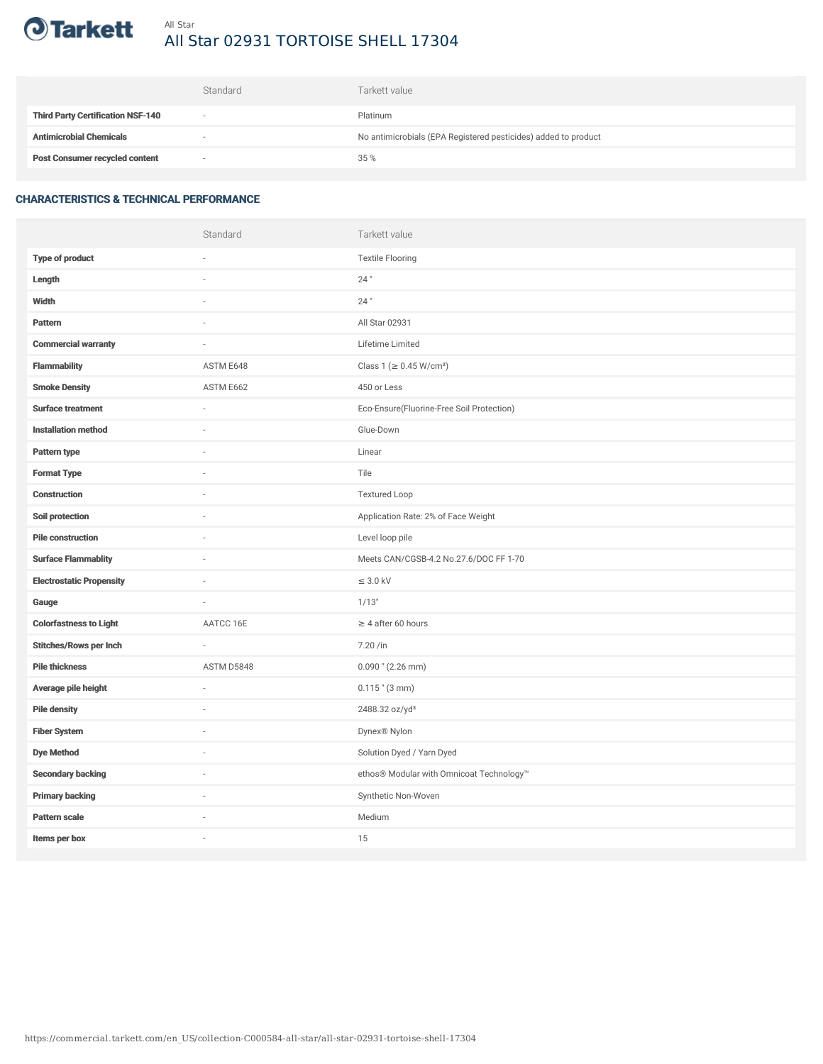Tarkett

All Star

# All Star 02931 TORTOISE SHELL 17304

| | Standard | Tarkett value |
|---|---|---|
| **Third Party Certification NSF-140** | - | Platinum |
| **Antimicrobial Chemicals** | - | No antimicrobials (EPA Registered pesticides) added to product |
| **Post Consumer recycled content** | - | 35 % |

## CHARACTERISTICS & TECHNICAL PERFORMANCE

| | Standard | Tarkett value |
|---|---|---|
| **Type of product** | - | Textile Flooring |
| **Length** | - | 24 " |
| **Width** | - | 24 " |
| **Pattern** | - | All Star 02931 |
| **Commercial warranty** | - | Lifetime Limited |
| **Flammability** | ASTM E648 | Class 1 (≥ 0.45 W/cm²) |
| **Smoke Density** | ASTM E662 | 450 or Less |
| **Surface treatment** | - | Eco-Ensure(Fluorine-Free Soil Protection) |
| **Installation method** | - | Glue-Down |
| **Pattern type** | - | Linear |
| **Format Type** | - | Tile |
| **Construction** | - | Textured Loop |
| **Soil protection** | - | Application Rate: 2% of Face Weight |
| **Pile construction** | - | Level loop pile |
| **Surface Flammablity** | - | Meets CAN/CGSB-4.2 No.27.6/DOC FF 1-70 |
| **Electrostatic Propensity** | - | ≤ 3.0 kV |
| **Gauge** | - | 1/13" |
| **Colorfastness to Light** | AATCC 16E | ≥ 4 after 60 hours |
| **Stitches/Rows per Inch** | - | 7.20 /in |
| **Pile thickness** | ASTM D5848 | 0.090 " (2.26 mm) |
| **Average pile height** | - | 0.115 " (3 mm) |
| **Pile density** | - | 2488.32 oz/yd³ |
| **Fiber System** | - | Dynex® Nylon |
| **Dye Method** | - | Solution Dyed / Yarn Dyed |
| **Secondary backing** | - | ethos® Modular with Omnicoat Technology™ |
| **Primary backing** | - | Synthetic Non-Woven |
| **Pattern scale** | - | Medium |
| **Items per box** | - | 15 |

https://commercial.tarkett.com/en_US/collection-C000584-all-star/all-star-02931-tortoise-shell-17304